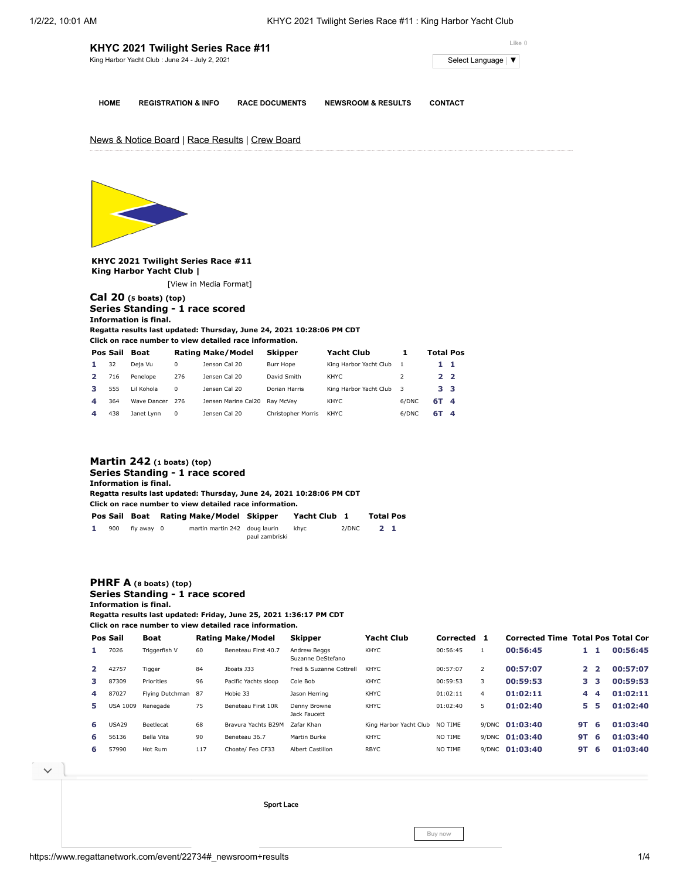# KHYC 2021 Twilight Series Race #11

King Harbor Yacht Club : June 24 - July 2, 2021

Like 0

Select Language ▼

HOME | REGISTRATION & INFO | RACE DOCUMENTS | NEWSROOM & RESULTS | CONTACT

News & Notice Board | Race Results | Crew Board

**KHYC 2021 Twilight Series Race #11**
**King Harbor Yacht Club |**

[View in Media Format]

## Cal 20 (5 boats) (top)

### Series Standing - 1 race scored

**Information is final.**
**Regatta results last updated: Thursday, June 24, 2021 10:28:06 PM CDT**
**Click on race number to view detailed race information.**

| Pos | Sail | Boat | Rating | Make/Model | Skipper | Yacht Club | 1 | Total | Pos |
|---|---|---|---|---|---|---|---|---|---|
| 1 | 32 | Deja Vu | 0 | Jenson Cal 20 | Burr Hope | King Harbor Yacht Club | 1 | 1 | 1 |
| 2 | 716 | Penelope | 276 | Jensen Cal 20 | David Smith | KHYC | 2 | 2 | 2 |
| 3 | 555 | Lil Kohola | 0 | Jensen Cal 20 | Dorian Harris | King Harbor Yacht Club | 3 | 3 | 3 |
| 4 | 364 | Wave Dancer | 276 | Jensen Marine Cal20 | Ray McVey | KHYC | 6/DNC | 6T | 4 |
| 4 | 438 | Janet Lynn | 0 | Jensen Cal 20 | Christopher Morris | KHYC | 6/DNC | 6T | 4 |

## Martin 242 (1 boats) (top)

### Series Standing - 1 race scored

**Information is final.**
**Regatta results last updated: Thursday, June 24, 2021 10:28:06 PM CDT**
**Click on race number to view detailed race information.**

| Pos | Sail | Boat | Rating | Make/Model | Skipper | Yacht Club | 1 | Total | Pos |
|---|---|---|---|---|---|---|---|---|---|
| 1 | 900 | fly away | 0 | martin martin 242 | doug laurin<br>paul zambriski | khyc | 2/DNC | 2 | 1 |

## PHRF A (8 boats) (top)

### Series Standing - 1 race scored

**Information is final.**
**Regatta results last updated: Friday, June 25, 2021 1:36:17 PM CDT**
**Click on race number to view detailed race information.**

| Pos | Sail | Boat | Rating | Make/Model | Skipper | Yacht Club | Corrected | 1 | Corrected Time | Total | Pos | Total Cor |
|---|---|---|---|---|---|---|---|---|---|---|---|---|
| 1 | 7026 | Triggerfish V | 60 | Beneteau First 40.7 | Andrew Beggs<br>Suzanne DeStefano | KHYC | 00:56:45 | 1 | 00:56:45 | 1 | 1 | 00:56:45 |
| 2 | 42757 | Tigger | 84 | Jboats J33 | Fred & Suzanne Cottrell | KHYC | 00:57:07 | 2 | 00:57:07 | 2 | 2 | 00:57:07 |
| 3 | 87309 | Priorities | 96 | Pacific Yachts sloop | Cole Bob | KHYC | 00:59:53 | 3 | 00:59:53 | 3 | 3 | 00:59:53 |
| 4 | 87027 | Flying Dutchman | 87 | Hobie 33 | Jason Herring | KHYC | 01:02:11 | 4 | 01:02:11 | 4 | 4 | 01:02:11 |
| 5 | USA 1009 | Renegade | 75 | Beneteau First 10R | Denny Browne<br>Jack Faucett | KHYC | 01:02:40 | 5 | 01:02:40 | 5 | 5 | 01:02:40 |
| 6 | USA29 | Beetlecat | 68 | Bravura Yachts B29M | Zafar Khan | King Harbor Yacht Club | NO TIME | 9/DNC | 01:03:40 | 9T | 6 | 01:03:40 |
| 6 | 56136 | Bella Vita | 90 | Beneteau 36.7 | Martin Burke | KHYC | NO TIME | 9/DNC | 01:03:40 | 9T | 6 | 01:03:40 |
| 6 | 57990 | Hot Rum | 117 | Choate/ Feo CF33 | Albert Castillon | RBYC | NO TIME | 9/DNC | 01:03:40 | 9T | 6 | 01:03:40 |

Sport Lace

Buy now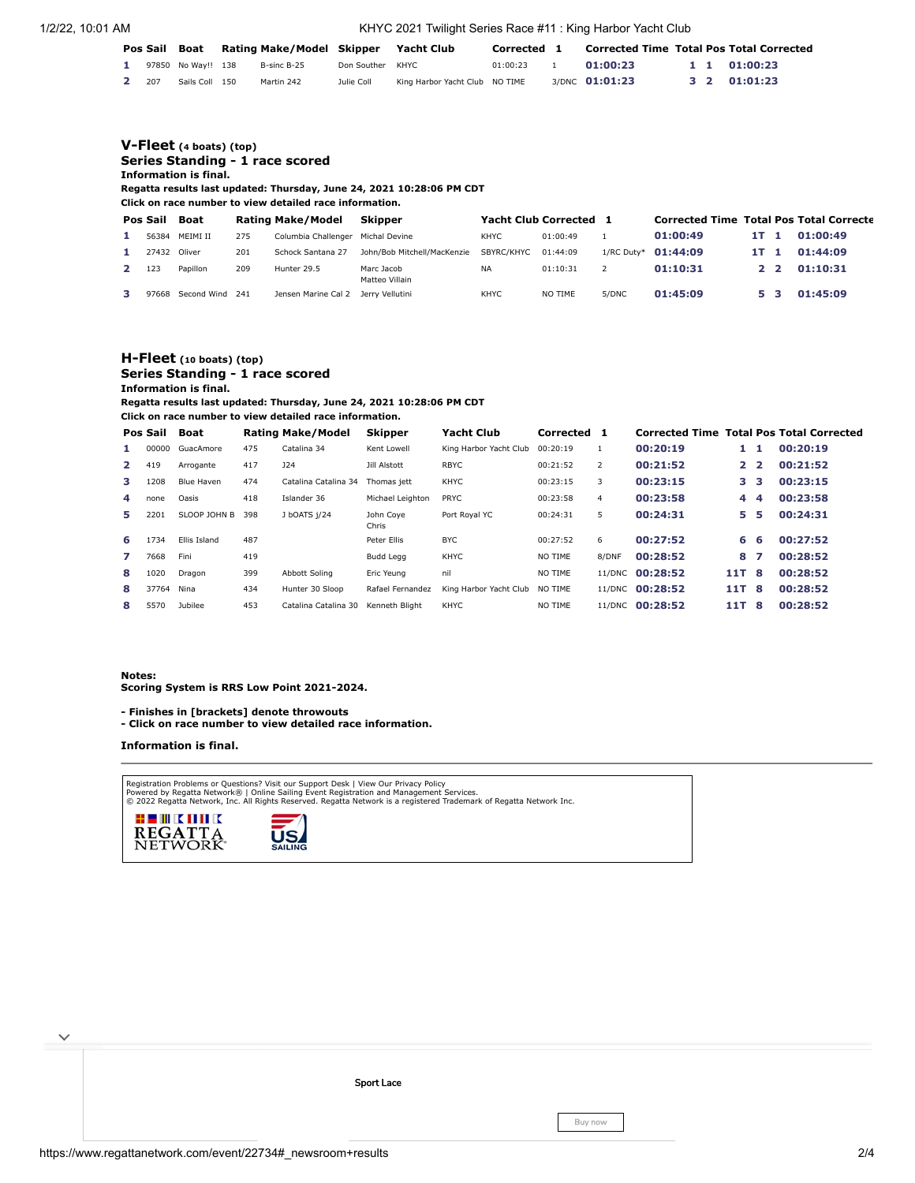| Pos | Sail | Boat | Rating | Make/Model | Skipper | Yacht Club | Corrected | 1 | Corrected Time | Total | Pos | Total Corrected |
|---|---|---|---|---|---|---|---|---|---|---|---|---|
| 1 | 97850 | No Way!! | 138 | B-sinc B-25 | Don Souther | KHYC | 01:00:23 | 1 | 01:00:23 | 1 | 1 | 01:00:23 |
| 2 | 207 | Sails Coll | 150 | Martin 242 | Julie Coll | King Harbor Yacht Club | NO TIME | 3/DNC | 01:01:23 | 3 | 2 | 01:01:23 |

## V-Fleet (4 boats) (top)

### Series Standing - 1 race scored

**Information is final.**

**Regatta results last updated: Thursday, June 24, 2021 10:28:06 PM CDT**

**Click on race number to view detailed race information.**

| Pos | Sail | Boat | Rating | Make/Model | Skipper | Yacht Club | Corrected | 1 | Corrected Time | Total | Pos | Total Corrected |
|---|---|---|---|---|---|---|---|---|---|---|---|---|
| 1 | 56384 | MEIMI II | 275 | Columbia Challenger | Michal Devine | KHYC | 01:00:49 | 1 | 01:00:49 | 1T | 1 | 01:00:49 |
| 1 | 27432 | Oliver | 201 | Schock Santana 27 | John/Bob Mitchell/MacKenzie | SBYRC/KHYC | 01:44:09 | 1/RC Duty* | 01:44:09 | 1T | 1 | 01:44:09 |
| 2 | 123 | Papillon | 209 | Hunter 29.5 | Marc Jacob Matteo Villain | NA | 01:10:31 | 2 | 01:10:31 | 2 | 2 | 01:10:31 |
| 3 | 97668 | Second Wind | 241 | Jensen Marine Cal 2 | Jerry Vellutini | KHYC | NO TIME | 5/DNC | 01:45:09 | 5 | 3 | 01:45:09 |

## H-Fleet (10 boats) (top)

### Series Standing - 1 race scored

**Information is final.**

**Regatta results last updated: Thursday, June 24, 2021 10:28:06 PM CDT**

**Click on race number to view detailed race information.**

| Pos | Sail | Boat | Rating | Make/Model | Skipper | Yacht Club | Corrected | 1 | Corrected Time | Total | Pos | Total Corrected |
|---|---|---|---|---|---|---|---|---|---|---|---|---|
| 1 | 00000 | GuacAmore | 475 | Catalina 34 | Kent Lowell | King Harbor Yacht Club | 00:20:19 | 1 | 00:20:19 | 1 | 1 | 00:20:19 |
| 2 | 419 | Arrogante | 417 | J24 | Jill Alstott | RBYC | 00:21:52 | 2 | 00:21:52 | 2 | 2 | 00:21:52 |
| 3 | 1208 | Blue Haven | 474 | Catalina Catalina 34 | Thomas jett | KHYC | 00:23:15 | 3 | 00:23:15 | 3 | 3 | 00:23:15 |
| 4 | none | Oasis | 418 | Islander 36 | Michael Leighton | PRYC | 00:23:58 | 4 | 00:23:58 | 4 | 4 | 00:23:58 |
| 5 | 2201 | SLOOP JOHN B | 398 | J bOATS j/24 | John Coye Chris | Port Royal YC | 00:24:31 | 5 | 00:24:31 | 5 | 5 | 00:24:31 |
| 6 | 1734 | Ellis Island | 487 | | Peter Ellis | BYC | 00:27:52 | 6 | 00:27:52 | 6 | 6 | 00:27:52 |
| 7 | 7668 | Fini | 419 | | Budd Legg | KHYC | NO TIME | 8/DNF | 00:28:52 | 8 | 7 | 00:28:52 |
| 8 | 1020 | Dragon | 399 | Abbott Soling | Eric Yeung | nil | NO TIME | 11/DNC | 00:28:52 | 11T | 8 | 00:28:52 |
| 8 | 37764 | Nina | 434 | Hunter 30 Sloop | Rafael Fernandez | King Harbor Yacht Club | NO TIME | 11/DNC | 00:28:52 | 11T | 8 | 00:28:52 |
| 8 | 5570 | Jubilee | 453 | Catalina Catalina 30 | Kenneth Blight | KHYC | NO TIME | 11/DNC | 00:28:52 | 11T | 8 | 00:28:52 |

**Notes:**
**Scoring System is RRS Low Point 2021-2024.**

**- Finishes in [brackets] denote throwouts**
**- Click on race number to view detailed race information.**

**Information is final.**

Registration Problems or Questions? Visit our Support Desk | View Our Privacy Policy
Powered by Regatta Network® | Online Sailing Event Registration and Management Services.
© 2022 Regatta Network, Inc. All Rights Reserved. Regatta Network is a registered Trademark of Regatta Network Inc.

Sport Lace

Buy now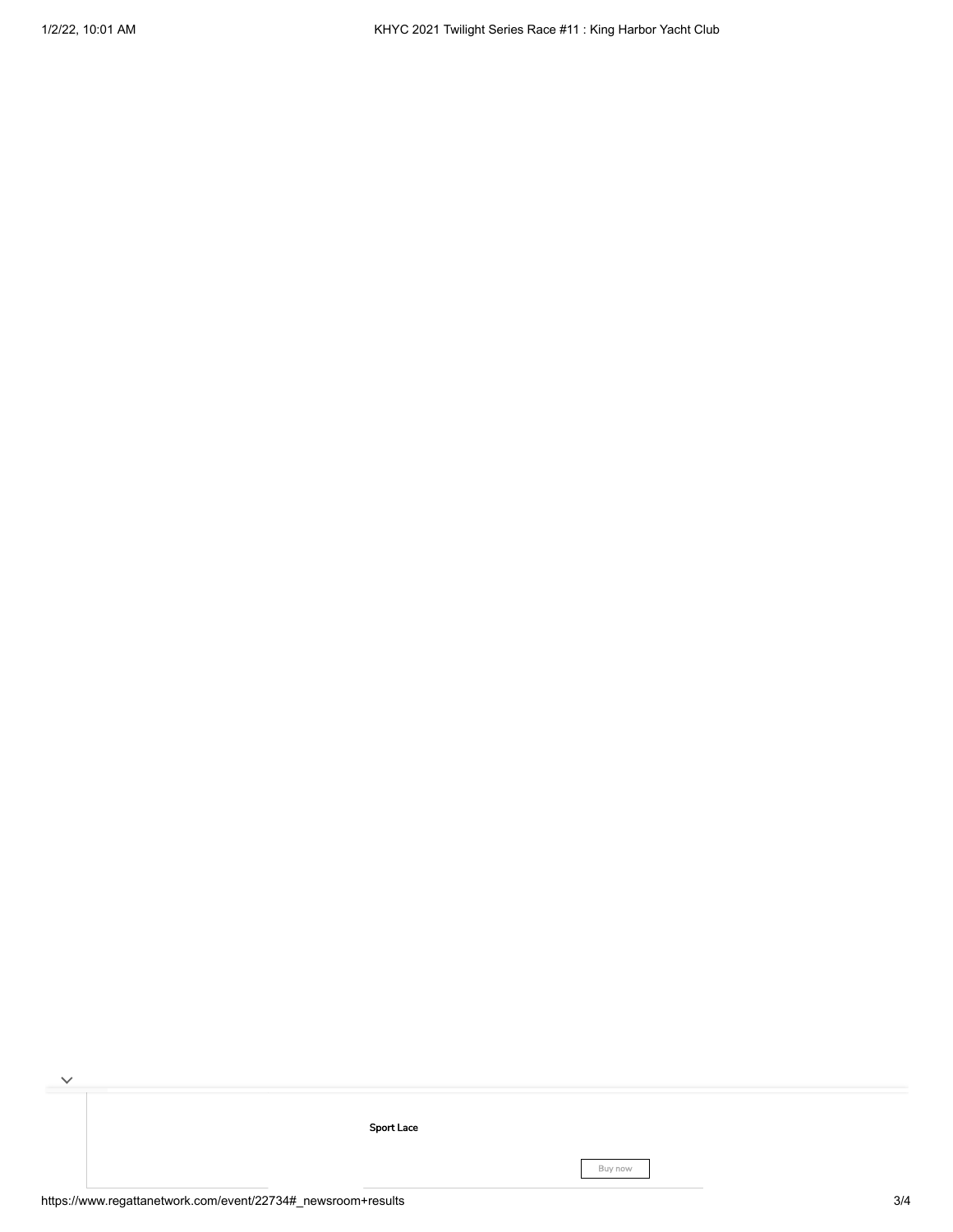Sport Lace

Buy now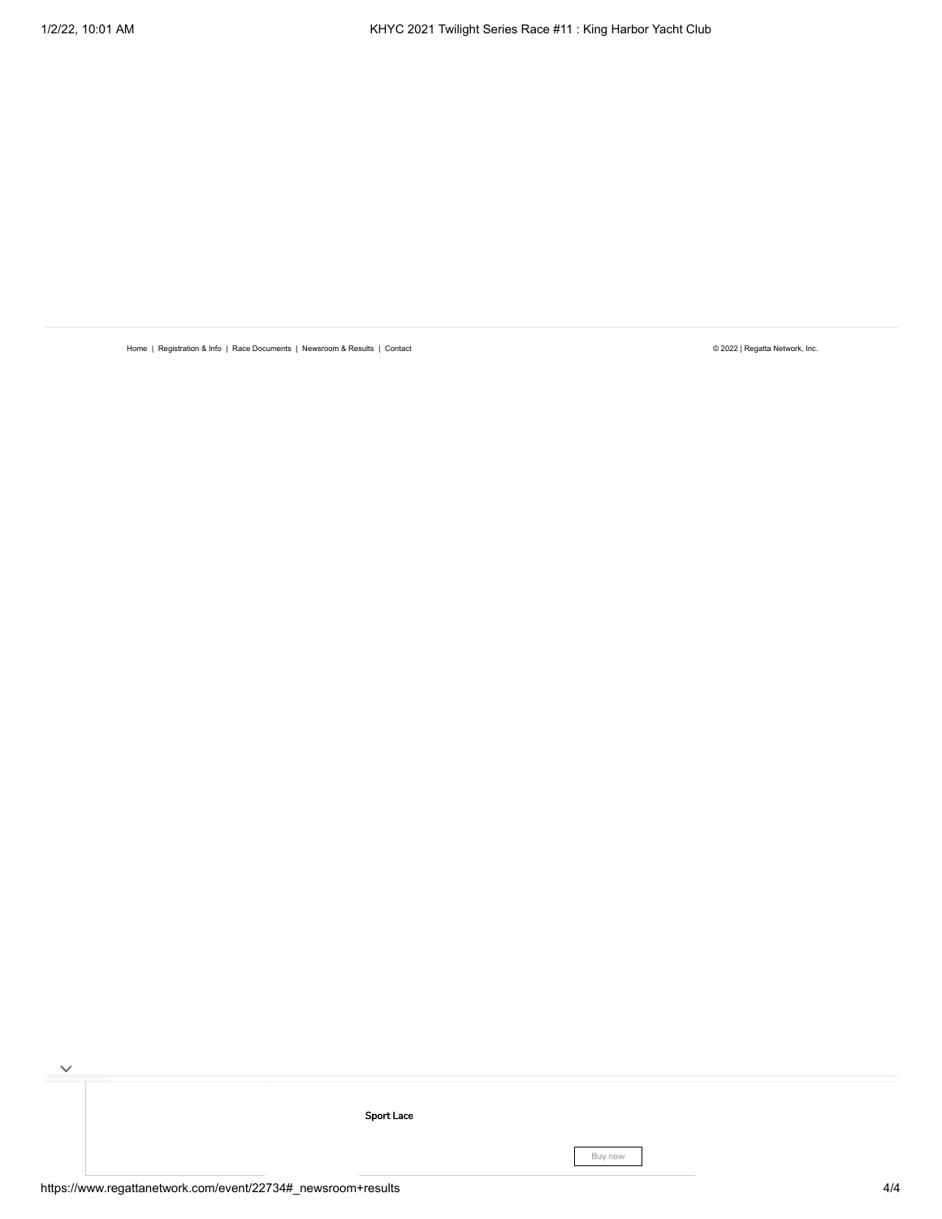Home | Registration & Info | Race Documents | Newsroom & Results | Contact

© 2022 | Regatta Network, Inc.

**Sport Lace**

Buy now